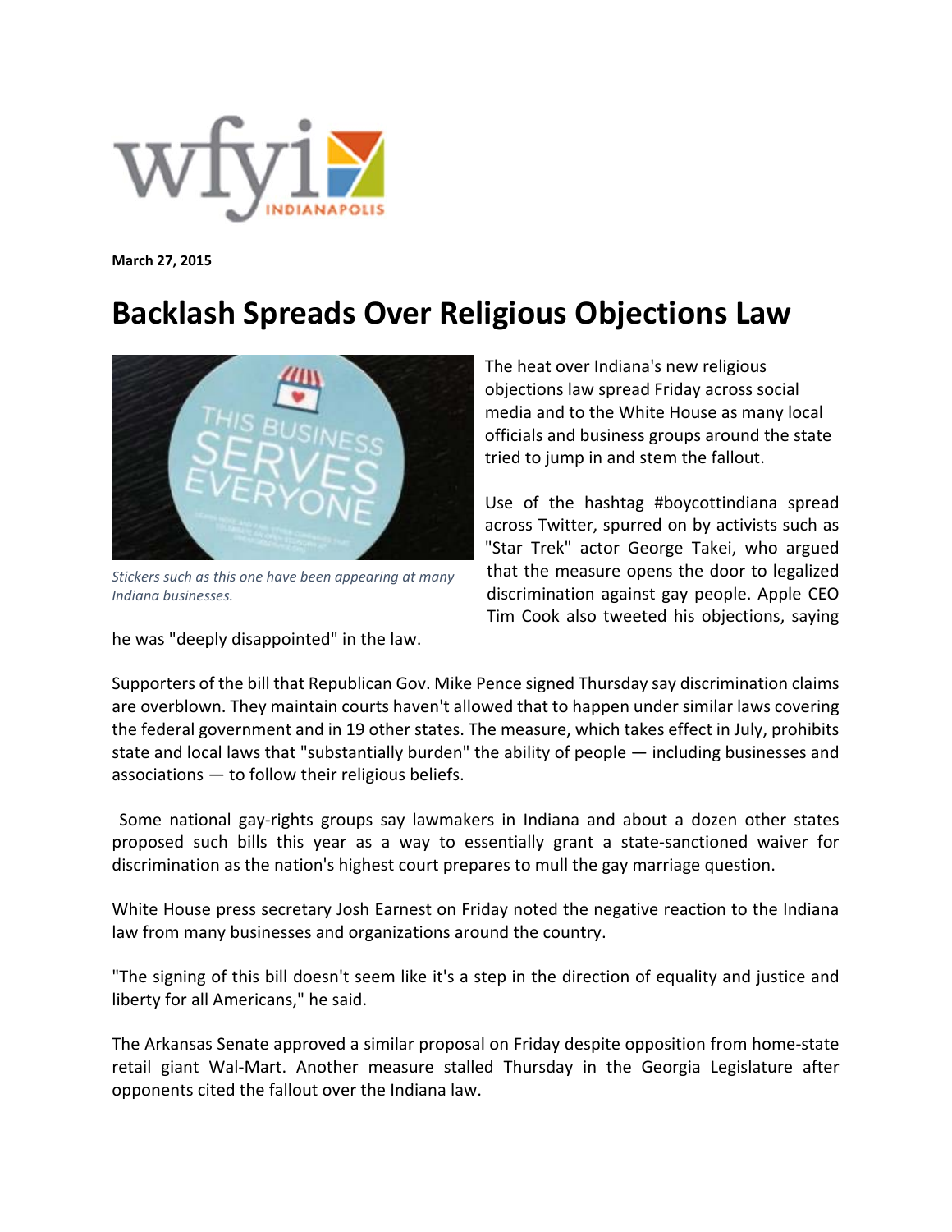March 27, 2015

# Backlash Spreads Over Religious Objections Law

*Stickers such as this one have been appearing at many Indiana businesses.*

The heat over Indiana's new religious objections law spread Friday across social media and to the White House as many local officials and business groups around the state tried to jump in and stem the fallout.

Use of the hashtag #boycottindiana spread across Twitter, spurred on by activists such as "Star Trek" actor George Takei, who argued that the measure opens the door to legalized discrimination against gay people. Apple CEO Tim Cook also tweeted his objections, saying he was "deeply disappointed" in the law.

Supporters of the bill that Republican Gov. Mike Pence signed Thursday say discrimination claims are overblown. They maintain courts haven't allowed that to happen under similar laws covering the federal government and in 19 other states. The measure, which takes effect in July, prohibits state and local laws that "substantially burden" the ability of people — including businesses and associations — to follow their religious beliefs.

Some national gay-rights groups say lawmakers in Indiana and about a dozen other states proposed such bills this year as a way to essentially grant a state-sanctioned waiver for discrimination as the nation's highest court prepares to mull the gay marriage question.

White House press secretary Josh Earnest on Friday noted the negative reaction to the Indiana law from many businesses and organizations around the country.

"The signing of this bill doesn't seem like it's a step in the direction of equality and justice and liberty for all Americans," he said.

The Arkansas Senate approved a similar proposal on Friday despite opposition from home-state retail giant Wal-Mart. Another measure stalled Thursday in the Georgia Legislature after opponents cited the fallout over the Indiana law.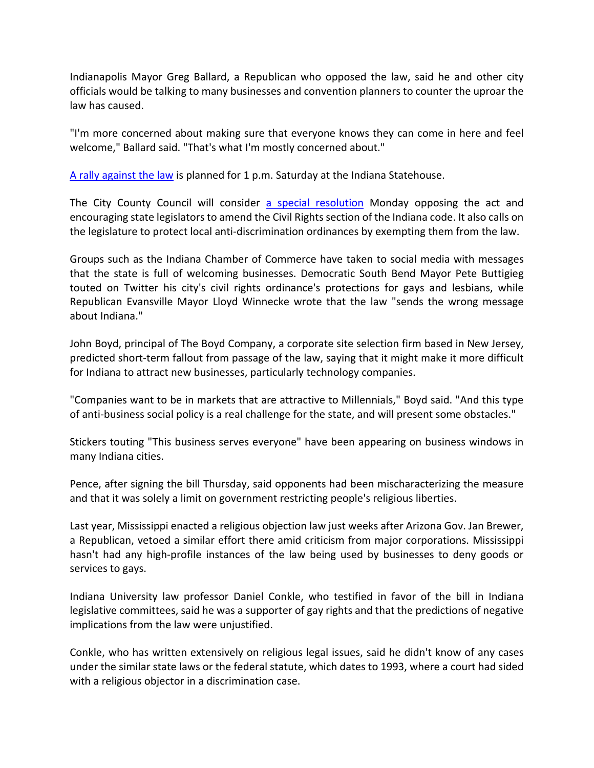Indianapolis Mayor Greg Ballard, a Republican who opposed the law, said he and other city officials would be talking to many businesses and convention planners to counter the uproar the law has caused.

"I'm more concerned about making sure that everyone knows they can come in here and feel welcome," Ballard said. "That's what I'm mostly concerned about."

A rally against the law is planned for 1 p.m. Saturday at the Indiana Statehouse.

The City County Council will consider a special resolution Monday opposing the act and encouraging state legislators to amend the Civil Rights section of the Indiana code. It also calls on the legislature to protect local anti-discrimination ordinances by exempting them from the law.

Groups such as the Indiana Chamber of Commerce have taken to social media with messages that the state is full of welcoming businesses. Democratic South Bend Mayor Pete Buttigieg touted on Twitter his city's civil rights ordinance's protections for gays and lesbians, while Republican Evansville Mayor Lloyd Winnecke wrote that the law "sends the wrong message about Indiana."

John Boyd, principal of The Boyd Company, a corporate site selection firm based in New Jersey, predicted short-term fallout from passage of the law, saying that it might make it more difficult for Indiana to attract new businesses, particularly technology companies.

"Companies want to be in markets that are attractive to Millennials," Boyd said. "And this type of anti-business social policy is a real challenge for the state, and will present some obstacles."

Stickers touting "This business serves everyone" have been appearing on business windows in many Indiana cities.

Pence, after signing the bill Thursday, said opponents had been mischaracterizing the measure and that it was solely a limit on government restricting people's religious liberties.

Last year, Mississippi enacted a religious objection law just weeks after Arizona Gov. Jan Brewer, a Republican, vetoed a similar effort there amid criticism from major corporations. Mississippi hasn't had any high-profile instances of the law being used by businesses to deny goods or services to gays.

Indiana University law professor Daniel Conkle, who testified in favor of the bill in Indiana legislative committees, said he was a supporter of gay rights and that the predictions of negative implications from the law were unjustified.

Conkle, who has written extensively on religious legal issues, said he didn't know of any cases under the similar state laws or the federal statute, which dates to 1993, where a court had sided with a religious objector in a discrimination case.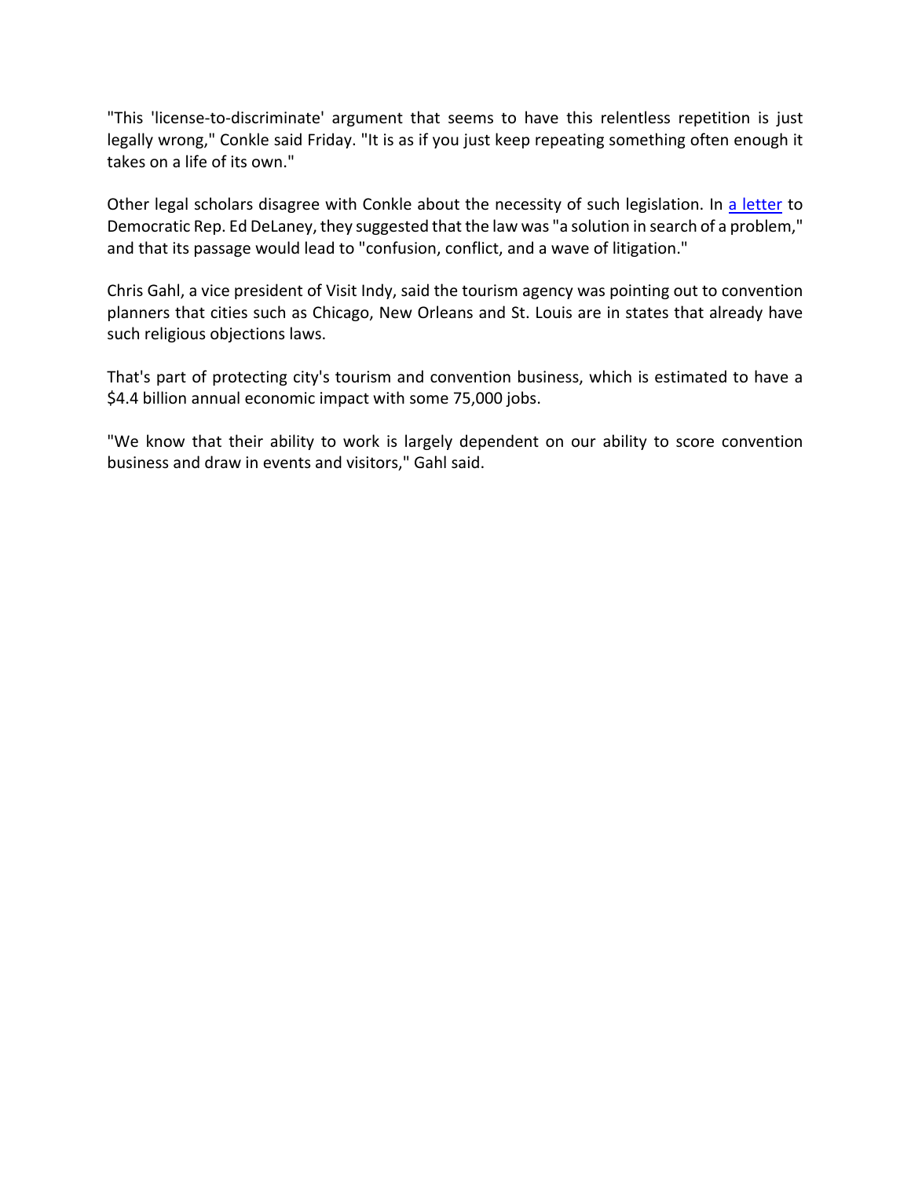"This 'license-to-discriminate' argument that seems to have this relentless repetition is just legally wrong," Conkle said Friday. "It is as if you just keep repeating something often enough it takes on a life of its own."

Other legal scholars disagree with Conkle about the necessity of such legislation. In [a letter]() to Democratic Rep. Ed DeLaney, they suggested that the law was "a solution in search of a problem," and that its passage would lead to "confusion, conflict, and a wave of litigation."

Chris Gahl, a vice president of Visit Indy, said the tourism agency was pointing out to convention planners that cities such as Chicago, New Orleans and St. Louis are in states that already have such religious objections laws.

That's part of protecting city's tourism and convention business, which is estimated to have a $4.4 billion annual economic impact with some 75,000 jobs.

"We know that their ability to work is largely dependent on our ability to score convention business and draw in events and visitors," Gahl said.